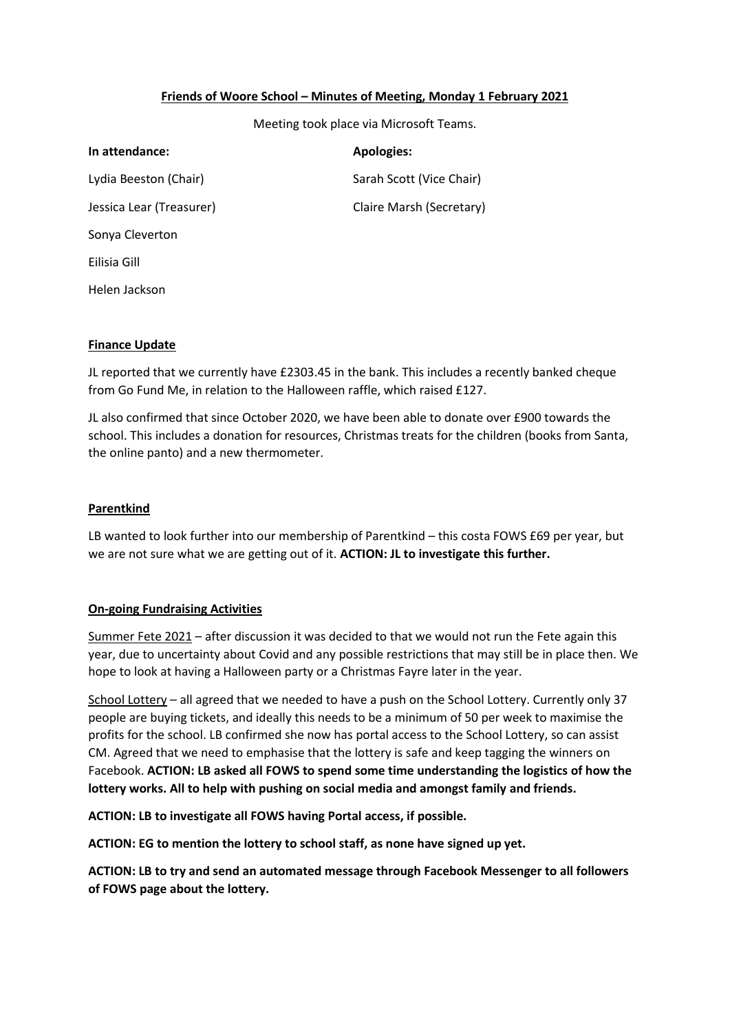**<u>Friends of Woore School – Minutes of Meeting, Monday 1 February 2021</u>**

Meeting took place via Microsoft Teams.

| **In attendance:** | **Apologies:** |
|---|---|
| Lydia Beeston (Chair) | Sarah Scott (Vice Chair) |
| Jessica Lear (Treasurer) | Claire Marsh (Secretary) |
| Sonya Cleverton | |
| Eilisia Gill | |
| Helen Jackson | |

**<u>Finance Update</u>**

JL reported that we currently have £2303.45 in the bank. This includes a recently banked cheque from Go Fund Me, in relation to the Halloween raffle, which raised £127.

JL also confirmed that since October 2020, we have been able to donate over £900 towards the school. This includes a donation for resources, Christmas treats for the children (books from Santa, the online panto) and a new thermometer.

**<u>Parentkind</u>**

LB wanted to look further into our membership of Parentkind – this costa FOWS £69 per year, but we are not sure what we are getting out of it. **ACTION: JL to investigate this further.**

**<u>On-going Fundraising Activities</u>**

<u>Summer Fete 2021</u> – after discussion it was decided to that we would not run the Fete again this year, due to uncertainty about Covid and any possible restrictions that may still be in place then. We hope to look at having a Halloween party or a Christmas Fayre later in the year.

<u>School Lottery</u> – all agreed that we needed to have a push on the School Lottery. Currently only 37 people are buying tickets, and ideally this needs to be a minimum of 50 per week to maximise the profits for the school. LB confirmed she now has portal access to the School Lottery, so can assist CM. Agreed that we need to emphasise that the lottery is safe and keep tagging the winners on Facebook. **ACTION: LB asked all FOWS to spend some time understanding the logistics of how the lottery works. All to help with pushing on social media and amongst family and friends.**

**ACTION: LB to investigate all FOWS having Portal access, if possible.**

**ACTION: EG to mention the lottery to school staff, as none have signed up yet.**

**ACTION: LB to try and send an automated message through Facebook Messenger to all followers of FOWS page about the lottery.**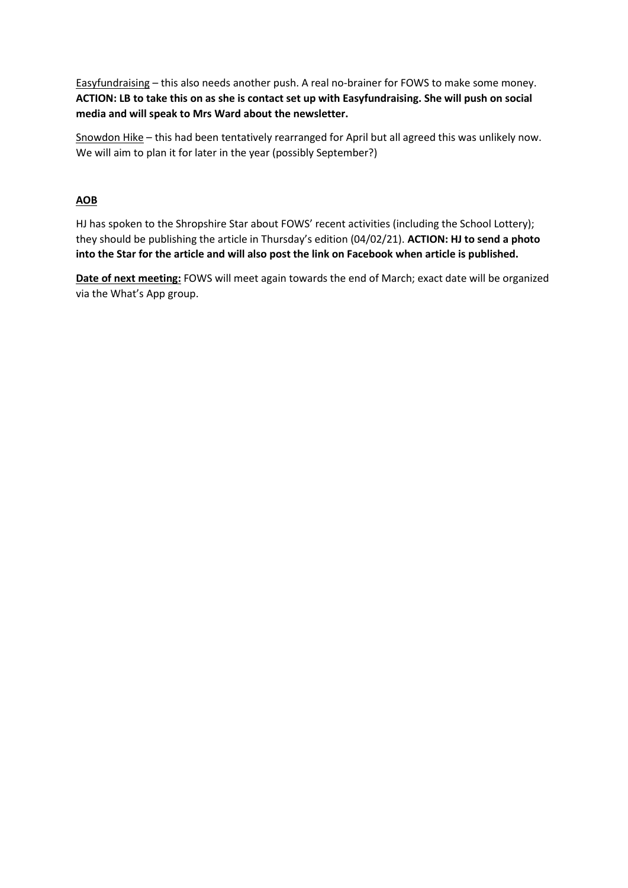Easyfundraising – this also needs another push. A real no-brainer for FOWS to make some money. **ACTION: LB to take this on as she is contact set up with Easyfundraising. She will push on social media and will speak to Mrs Ward about the newsletter.**

Snowdon Hike – this had been tentatively rearranged for April but all agreed this was unlikely now. We will aim to plan it for later in the year (possibly September?)

**AOB**

HJ has spoken to the Shropshire Star about FOWS' recent activities (including the School Lottery); they should be publishing the article in Thursday's edition (04/02/21). **ACTION: HJ to send a photo into the Star for the article and will also post the link on Facebook when article is published.**

**Date of next meeting:** FOWS will meet again towards the end of March; exact date will be organized via the What's App group.